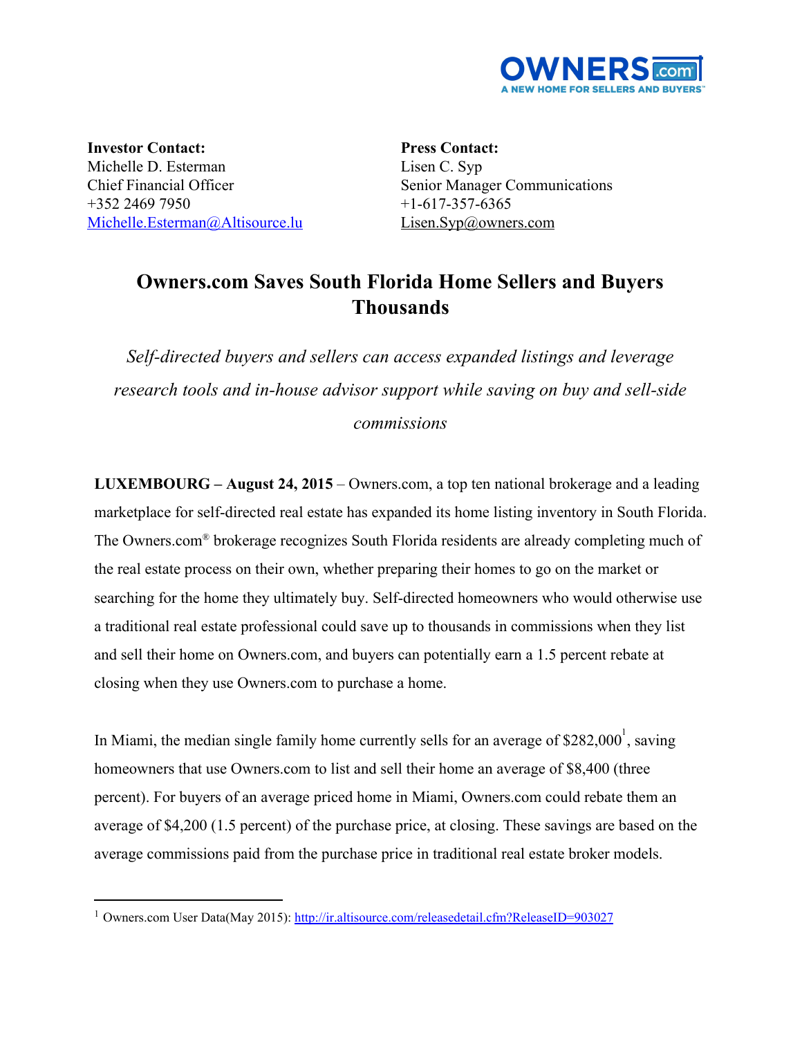OWNERS.com
A NEW HOME FOR SELLERS AND BUYERS™

**Investor Contact:**
Michelle D. Esterman
Chief Financial Officer
+352 2469 7950
Michelle.Esterman@Altisource.lu

**Press Contact:**
Lisen C. Syp
Senior Manager Communications
+1-617-357-6365
Lisen.Syp@owners.com

# Owners.com Saves South Florida Home Sellers and Buyers Thousands

*Self-directed buyers and sellers can access expanded listings and leverage research tools and in-house advisor support while saving on buy and sell-side commissions*

**LUXEMBOURG – August 24, 2015** – Owners.com, a top ten national brokerage and a leading marketplace for self-directed real estate has expanded its home listing inventory in South Florida. The Owners.com® brokerage recognizes South Florida residents are already completing much of the real estate process on their own, whether preparing their homes to go on the market or searching for the home they ultimately buy. Self-directed homeowners who would otherwise use a traditional real estate professional could save up to thousands in commissions when they list and sell their home on Owners.com, and buyers can potentially earn a 1.5 percent rebate at closing when they use Owners.com to purchase a home.

In Miami, the median single family home currently sells for an average of $282,000[1], saving homeowners that use Owners.com to list and sell their home an average of $8,400 (three percent). For buyers of an average priced home in Miami, Owners.com could rebate them an average of $4,200 (1.5 percent) of the purchase price, at closing. These savings are based on the average commissions paid from the purchase price in traditional real estate broker models.

---

[1] Owners.com User Data(May 2015): http://ir.altisource.com/releasedetail.cfm?ReleaseID=903027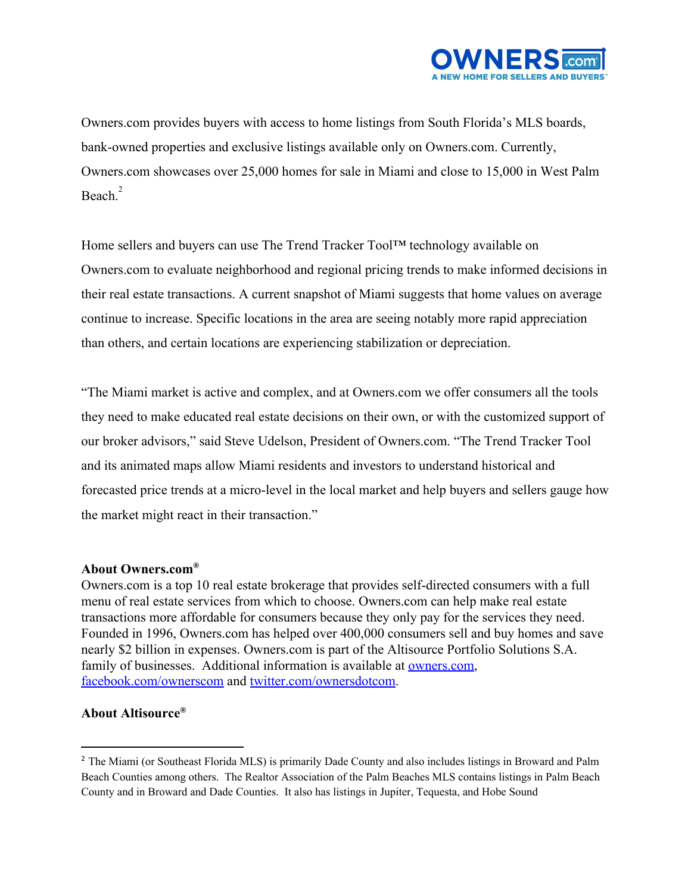Owners.com provides buyers with access to home listings from South Florida's MLS boards, bank-owned properties and exclusive listings available only on Owners.com. Currently, Owners.com showcases over 25,000 homes for sale in Miami and close to 15,000 in West Palm Beach.[2]

Home sellers and buyers can use The Trend Tracker Tool™ technology available on Owners.com to evaluate neighborhood and regional pricing trends to make informed decisions in their real estate transactions. A current snapshot of Miami suggests that home values on average continue to increase. Specific locations in the area are seeing notably more rapid appreciation than others, and certain locations are experiencing stabilization or depreciation.

"The Miami market is active and complex, and at Owners.com we offer consumers all the tools they need to make educated real estate decisions on their own, or with the customized support of our broker advisors," said Steve Udelson, President of Owners.com. "The Trend Tracker Tool and its animated maps allow Miami residents and investors to understand historical and forecasted price trends at a micro-level in the local market and help buyers and sellers gauge how the market might react in their transaction."

**About Owners.com®**

Owners.com is a top 10 real estate brokerage that provides self-directed consumers with a full menu of real estate services from which to choose. Owners.com can help make real estate transactions more affordable for consumers because they only pay for the services they need. Founded in 1996, Owners.com has helped over 400,000 consumers sell and buy homes and save nearly $2 billion in expenses. Owners.com is part of the Altisource Portfolio Solutions S.A. family of businesses. Additional information is available at owners.com, facebook.com/ownerscom and twitter.com/ownersdotcom.

**About Altisource®**

---

[2] The Miami (or Southeast Florida MLS) is primarily Dade County and also includes listings in Broward and Palm Beach Counties among others. The Realtor Association of the Palm Beaches MLS contains listings in Palm Beach County and in Broward and Dade Counties. It also has listings in Jupiter, Tequesta, and Hobe Sound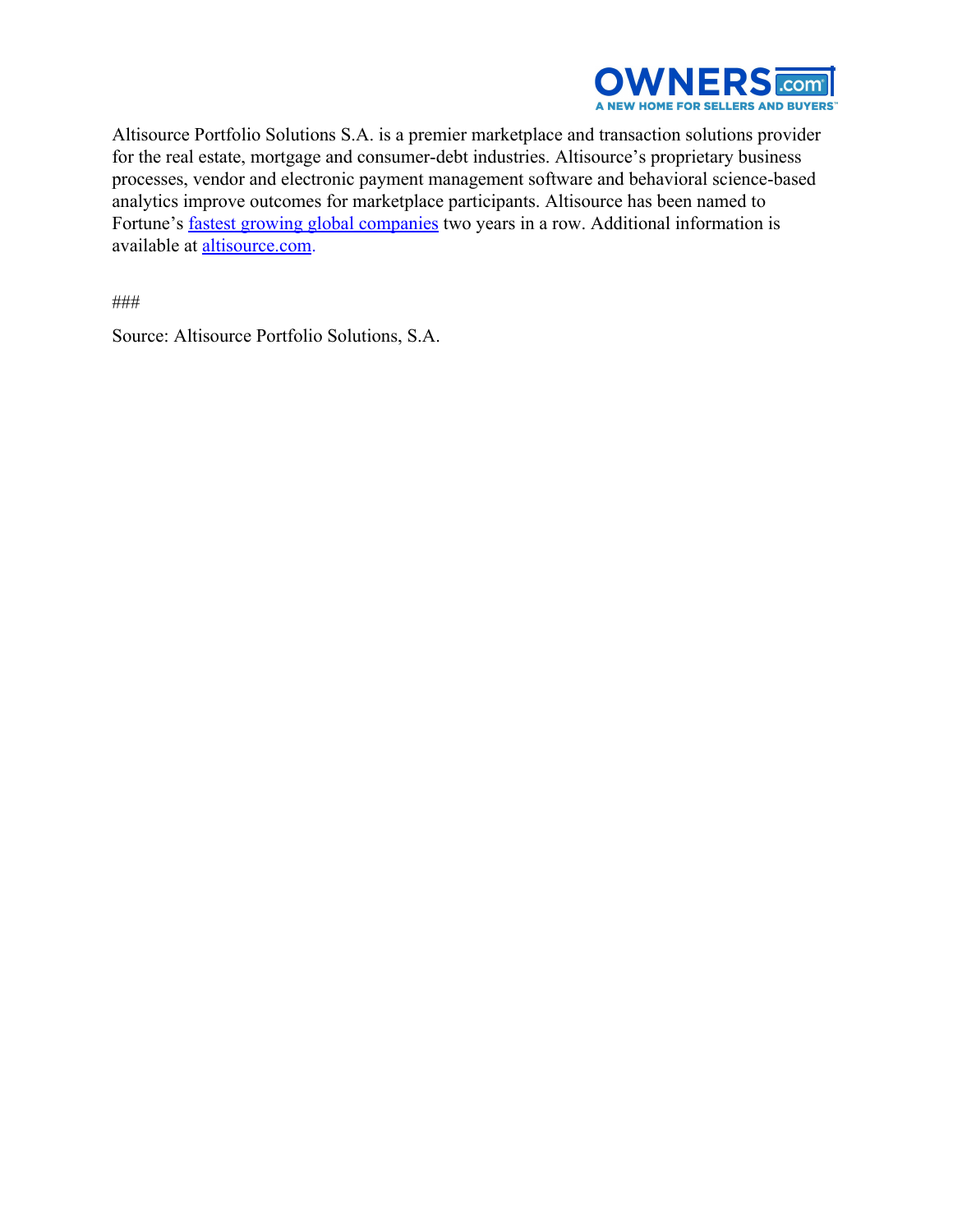Altisource Portfolio Solutions S.A. is a premier marketplace and transaction solutions provider for the real estate, mortgage and consumer-debt industries. Altisource's proprietary business processes, vendor and electronic payment management software and behavioral science-based analytics improve outcomes for marketplace participants. Altisource has been named to Fortune's fastest growing global companies two years in a row. Additional information is available at altisource.com.

###

Source: Altisource Portfolio Solutions, S.A.